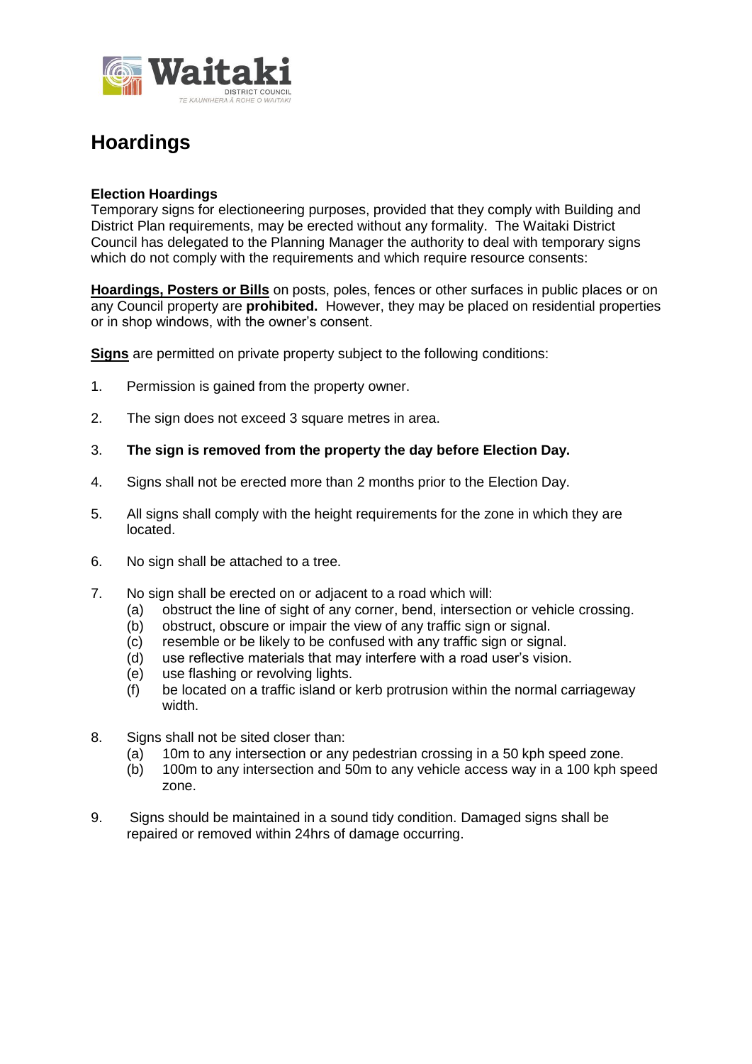# Hoardings

**Election Hoardings**

Temporary signs for electioneering purposes, provided that they comply with Building and District Plan requirements, may be erected without any formality. The Waitaki District Council has delegated to the Planning Manager the authority to deal with temporary signs which do not comply with the requirements and which require resource consents:

**Hoardings, Posters or Bills** on posts, poles, fences or other surfaces in public places or on any Council property are **prohibited.** However, they may be placed on residential properties or in shop windows, with the owner's consent.

**Signs** are permitted on private property subject to the following conditions:

1. Permission is gained from the property owner.
2. The sign does not exceed 3 square metres in area.
3. **The sign is removed from the property the day before Election Day.**
4. Signs shall not be erected more than 2 months prior to the Election Day.
5. All signs shall comply with the height requirements for the zone in which they are located.
6. No sign shall be attached to a tree.
7. No sign shall be erected on or adjacent to a road which will:
   (a) obstruct the line of sight of any corner, bend, intersection or vehicle crossing.
   (b) obstruct, obscure or impair the view of any traffic sign or signal.
   (c) resemble or be likely to be confused with any traffic sign or signal.
   (d) use reflective materials that may interfere with a road user's vision.
   (e) use flashing or revolving lights.
   (f) be located on a traffic island or kerb protrusion within the normal carriageway width.
8. Signs shall not be sited closer than:
   (a) 10m to any intersection or any pedestrian crossing in a 50 kph speed zone.
   (b) 100m to any intersection and 50m to any vehicle access way in a 100 kph speed zone.
9. Signs should be maintained in a sound tidy condition. Damaged signs shall be repaired or removed within 24hrs of damage occurring.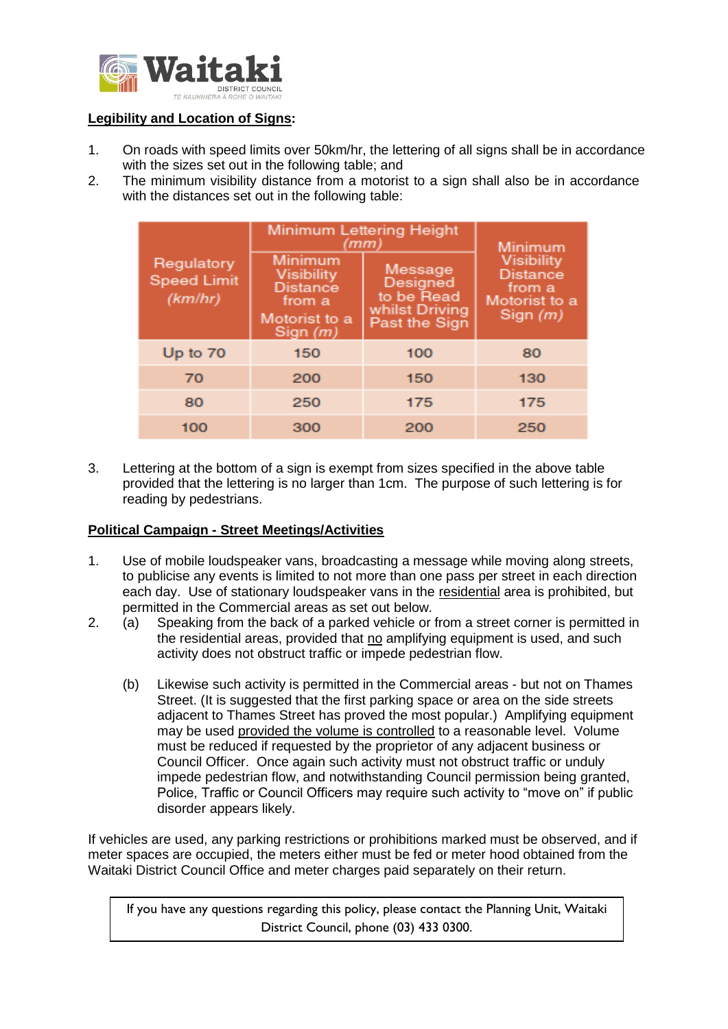**Legibility and Location of Signs:**

1. On roads with speed limits over 50km/hr, the lettering of all signs shall be in accordance with the sizes set out in the following table; and
2. The minimum visibility distance from a motorist to a sign shall also be in accordance with the distances set out in the following table:

| Regulatory Speed Limit *(km/hr)* | Minimum Lettering Height *(mm)* | | Minimum Visibility Distance from a Motorist to a Sign *(m)* |
|---|---|---|---|
| | Minimum Visibility Distance from a Motorist to a Sign *(m)* | Message Designed to be Read whilst Driving Past the Sign | |
| Up to 70 | 150 | 100 | 80 |
| 70 | 200 | 150 | 130 |
| 80 | 250 | 175 | 175 |
| 100 | 300 | 200 | 250 |

3. Lettering at the bottom of a sign is exempt from sizes specified in the above table provided that the lettering is no larger than 1cm. The purpose of such lettering is for reading by pedestrians.

**Political Campaign - Street Meetings/Activities**

1. Use of mobile loudspeaker vans, broadcasting a message while moving along streets, to publicise any events is limited to not more than one pass per street in each direction each day. Use of stationary loudspeaker vans in the residential area is prohibited, but permitted in the Commercial areas as set out below.
2. (a) Speaking from the back of a parked vehicle or from a street corner is permitted in the residential areas, provided that no amplifying equipment is used, and such activity does not obstruct traffic or impede pedestrian flow.

   (b) Likewise such activity is permitted in the Commercial areas - but not on Thames Street. (It is suggested that the first parking space or area on the side streets adjacent to Thames Street has proved the most popular.) Amplifying equipment may be used provided the volume is controlled to a reasonable level. Volume must be reduced if requested by the proprietor of any adjacent business or Council Officer. Once again such activity must not obstruct traffic or unduly impede pedestrian flow, and notwithstanding Council permission being granted, Police, Traffic or Council Officers may require such activity to "move on" if public disorder appears likely.

If vehicles are used, any parking restrictions or prohibitions marked must be observed, and if meter spaces are occupied, the meters either must be fed or meter hood obtained from the Waitaki District Council Office and meter charges paid separately on their return.

If you have any questions regarding this policy, please contact the Planning Unit, Waitaki District Council, phone (03) 433 0300.